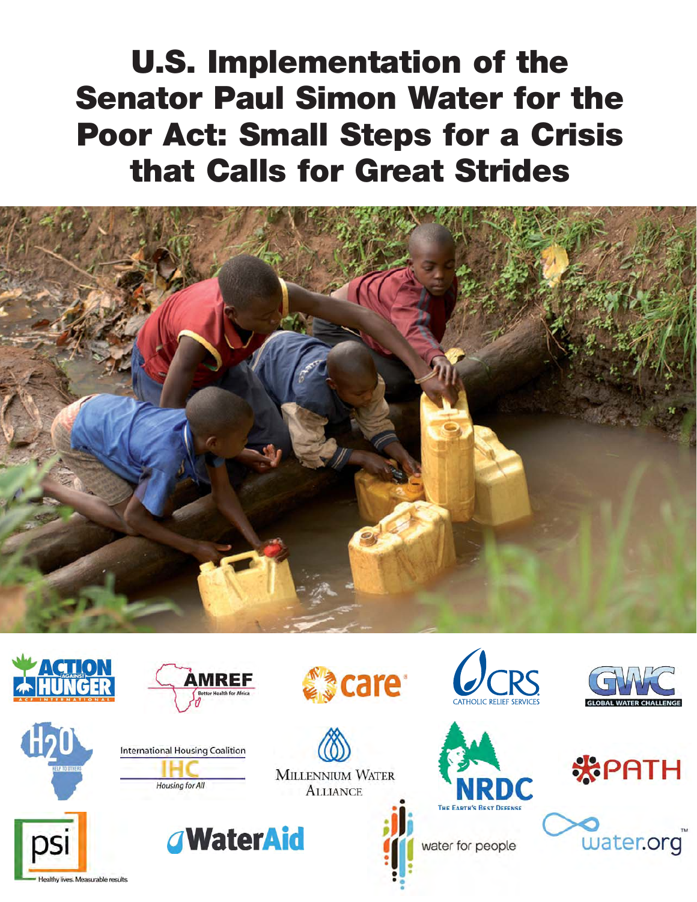# U.S. Implementation of the Senator Paul Simon Water for the Poor Act: Small Steps for a Crisis that Calls for Great Strides

ACTION AGAINST HUNGER — ACF INTERNATIONAL

AMREF — Better Health for Africa

care

CRS — CATHOLIC RELIEF SERVICES

GWC — GLOBAL WATER CHALLENGE

H2O — HELP TO OTHERS

International Housing Coalition — IHC — Housing for All

MILLENNIUM WATER ALLIANCE

NRDC — THE EARTH'S BEST DEFENSE

PATH

psi — Healthy lives. Measurable results.

WaterAid

water for people

water.org™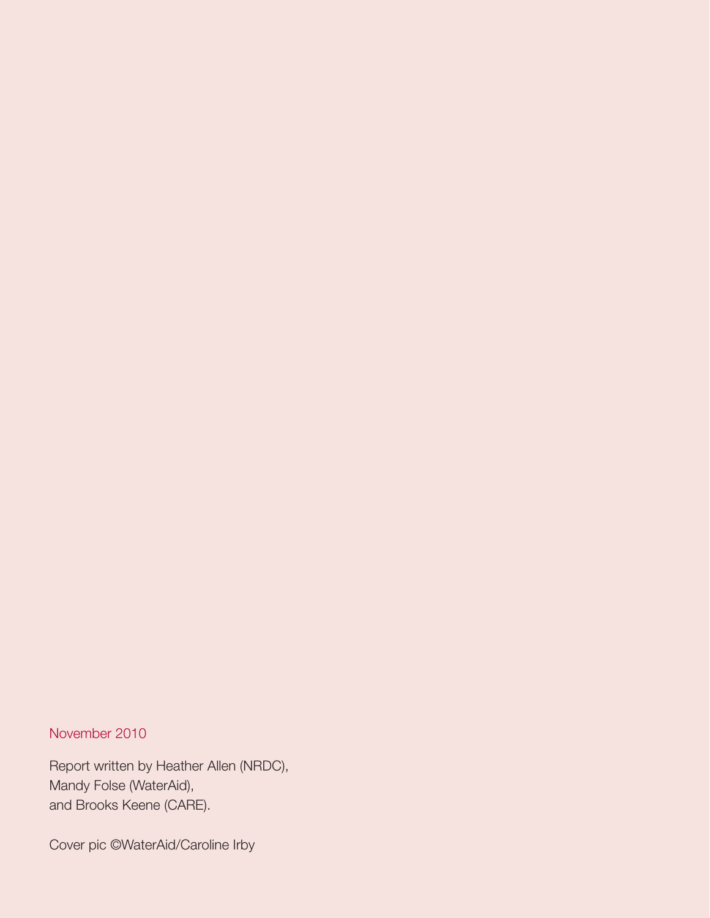November 2010

Report written by Heather Allen (NRDC),
Mandy Folse (WaterAid),
and Brooks Keene (CARE).

Cover pic ©WaterAid/Caroline Irby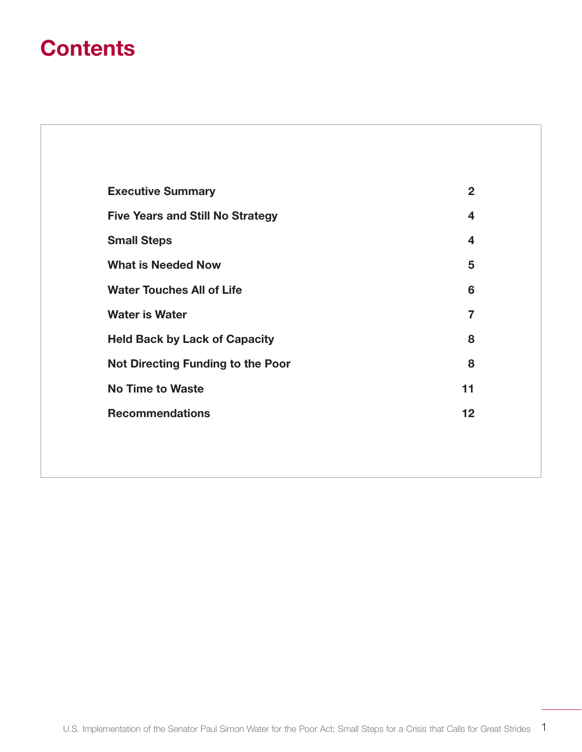# Contents

| | |
|---|---|
| **Executive Summary** | **2** |
| **Five Years and Still No Strategy** | **4** |
| **Small Steps** | **4** |
| **What is Needed Now** | **5** |
| **Water Touches All of Life** | **6** |
| **Water is Water** | **7** |
| **Held Back by Lack of Capacity** | **8** |
| **Not Directing Funding to the Poor** | **8** |
| **No Time to Waste** | **11** |
| **Recommendations** | **12** |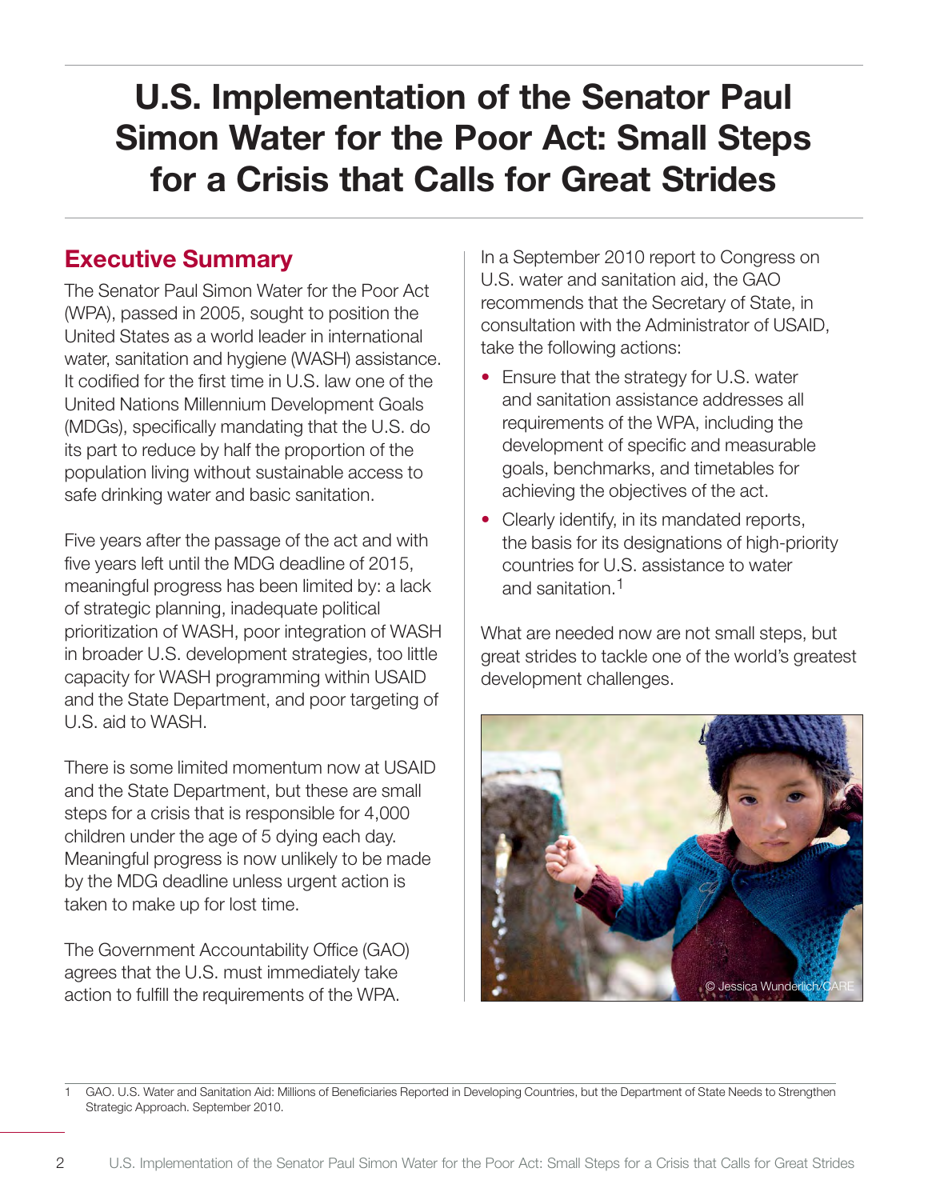# U.S. Implementation of the Senator Paul Simon Water for the Poor Act: Small Steps for a Crisis that Calls for Great Strides

## Executive Summary

The Senator Paul Simon Water for the Poor Act (WPA), passed in 2005, sought to position the United States as a world leader in international water, sanitation and hygiene (WASH) assistance. It codified for the first time in U.S. law one of the United Nations Millennium Development Goals (MDGs), specifically mandating that the U.S. do its part to reduce by half the proportion of the population living without sustainable access to safe drinking water and basic sanitation.

Five years after the passage of the act and with five years left until the MDG deadline of 2015, meaningful progress has been limited by: a lack of strategic planning, inadequate political prioritization of WASH, poor integration of WASH in broader U.S. development strategies, too little capacity for WASH programming within USAID and the State Department, and poor targeting of U.S. aid to WASH.

There is some limited momentum now at USAID and the State Department, but these are small steps for a crisis that is responsible for 4,000 children under the age of 5 dying each day. Meaningful progress is now unlikely to be made by the MDG deadline unless urgent action is taken to make up for lost time.

The Government Accountability Office (GAO) agrees that the U.S. must immediately take action to fulfill the requirements of the WPA.

In a September 2010 report to Congress on U.S. water and sanitation aid, the GAO recommends that the Secretary of State, in consultation with the Administrator of USAID, take the following actions:

- Ensure that the strategy for U.S. water and sanitation assistance addresses all requirements of the WPA, including the development of specific and measurable goals, benchmarks, and timetables for achieving the objectives of the act.
- Clearly identify, in its mandated reports, the basis for its designations of high-priority countries for U.S. assistance to water and sanitation.[1]

What are needed now are not small steps, but great strides to tackle one of the world's greatest development challenges.

© Jessica Wunderlich/CARE

1 GAO. U.S. Water and Sanitation Aid: Millions of Beneficiaries Reported in Developing Countries, but the Department of State Needs to Strengthen Strategic Approach. September 2010.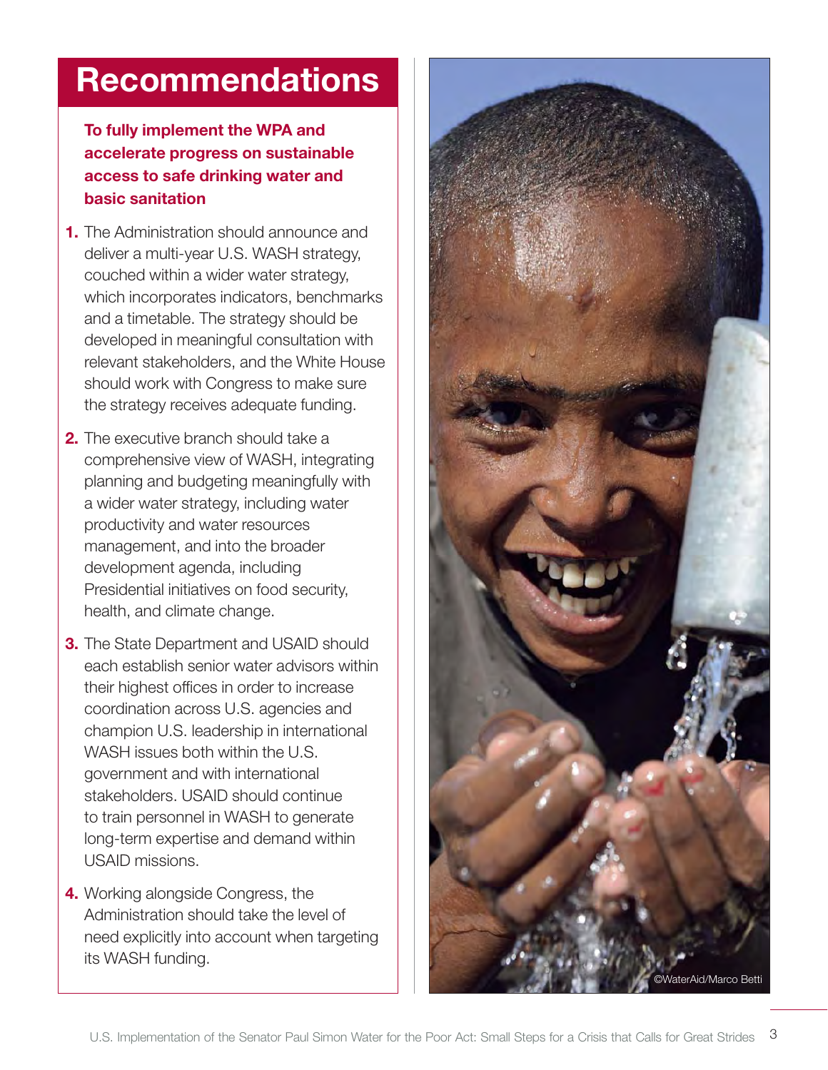# Recommendations

**To fully implement the WPA and accelerate progress on sustainable access to safe drinking water and basic sanitation**

1. The Administration should announce and deliver a multi-year U.S. WASH strategy, couched within a wider water strategy, which incorporates indicators, benchmarks and a timetable. The strategy should be developed in meaningful consultation with relevant stakeholders, and the White House should work with Congress to make sure the strategy receives adequate funding.

2. The executive branch should take a comprehensive view of WASH, integrating planning and budgeting meaningfully with a wider water strategy, including water productivity and water resources management, and into the broader development agenda, including Presidential initiatives on food security, health, and climate change.

3. The State Department and USAID should each establish senior water advisors within their highest offices in order to increase coordination across U.S. agencies and champion U.S. leadership in international WASH issues both within the U.S. government and with international stakeholders. USAID should continue to train personnel in WASH to generate long-term expertise and demand within USAID missions.

4. Working alongside Congress, the Administration should take the level of need explicitly into account when targeting its WASH funding.

©WaterAid/Marco Betti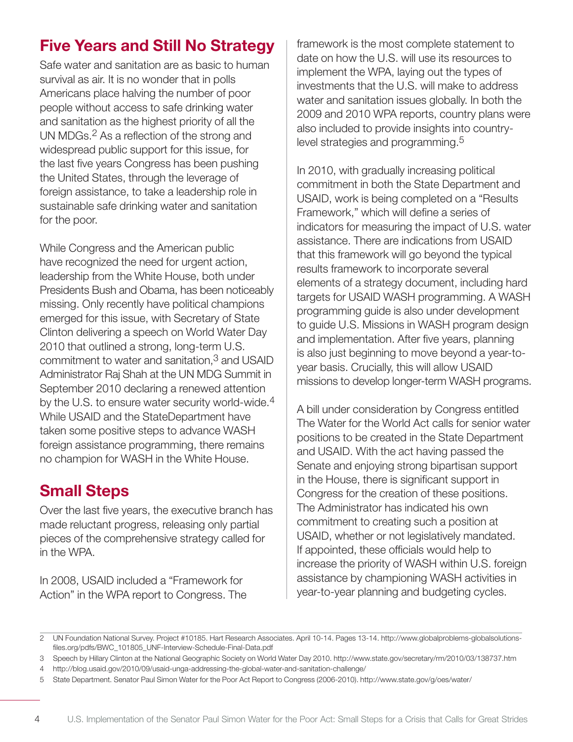## Five Years and Still No Strategy

Safe water and sanitation are as basic to human survival as air. It is no wonder that in polls Americans place halving the number of poor people without access to safe drinking water and sanitation as the highest priority of all the UN MDGs.[2] As a reflection of the strong and widespread public support for this issue, for the last five years Congress has been pushing the United States, through the leverage of foreign assistance, to take a leadership role in sustainable safe drinking water and sanitation for the poor.

While Congress and the American public have recognized the need for urgent action, leadership from the White House, both under Presidents Bush and Obama, has been noticeably missing. Only recently have political champions emerged for this issue, with Secretary of State Clinton delivering a speech on World Water Day 2010 that outlined a strong, long-term U.S. commitment to water and sanitation,[3] and USAID Administrator Raj Shah at the UN MDG Summit in September 2010 declaring a renewed attention by the U.S. to ensure water security world-wide.[4] While USAID and the StateDepartment have taken some positive steps to advance WASH foreign assistance programming, there remains no champion for WASH in the White House.

## Small Steps

Over the last five years, the executive branch has made reluctant progress, releasing only partial pieces of the comprehensive strategy called for in the WPA.

In 2008, USAID included a "Framework for Action" in the WPA report to Congress. The framework is the most complete statement to date on how the U.S. will use its resources to implement the WPA, laying out the types of investments that the U.S. will make to address water and sanitation issues globally. In both the 2009 and 2010 WPA reports, country plans were also included to provide insights into country-level strategies and programming.[5]

In 2010, with gradually increasing political commitment in both the State Department and USAID, work is being completed on a "Results Framework," which will define a series of indicators for measuring the impact of U.S. water assistance. There are indications from USAID that this framework will go beyond the typical results framework to incorporate several elements of a strategy document, including hard targets for USAID WASH programming. A WASH programming guide is also under development to guide U.S. Missions in WASH program design and implementation. After five years, planning is also just beginning to move beyond a year-to-year basis. Crucially, this will allow USAID missions to develop longer-term WASH programs.

A bill under consideration by Congress entitled The Water for the World Act calls for senior water positions to be created in the State Department and USAID. With the act having passed the Senate and enjoying strong bipartisan support in the House, there is significant support in Congress for the creation of these positions. The Administrator has indicated his own commitment to creating such a position at USAID, whether or not legislatively mandated. If appointed, these officials would help to increase the priority of WASH within U.S. foreign assistance by championing WASH activities in year-to-year planning and budgeting cycles.

---

2 UN Foundation National Survey. Project #10185. Hart Research Associates. April 10-14. Pages 13-14. http://www.globalproblems-globalsolutions-files.org/pdfs/BWC_101805_UNF-Interview-Schedule-Final-Data.pdf

3 Speech by Hillary Clinton at the National Geographic Society on World Water Day 2010. http://www.state.gov/secretary/rm/2010/03/138737.htm

4 http://blog.usaid.gov/2010/09/usaid-unga-addressing-the-global-water-and-sanitation-challenge/

5 State Department. Senator Paul Simon Water for the Poor Act Report to Congress (2006-2010). http://www.state.gov/g/oes/water/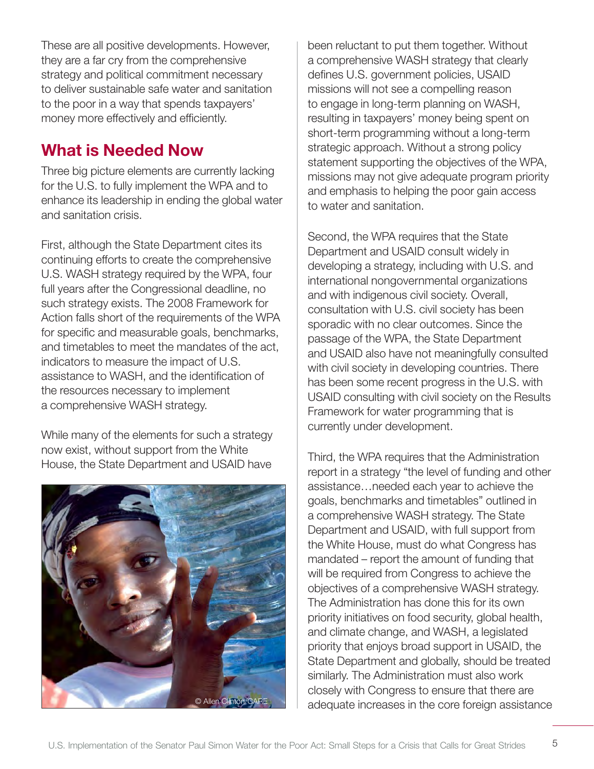These are all positive developments. However, they are a far cry from the comprehensive strategy and political commitment necessary to deliver sustainable safe water and sanitation to the poor in a way that spends taxpayers' money more effectively and efficiently.

## What is Needed Now

Three big picture elements are currently lacking for the U.S. to fully implement the WPA and to enhance its leadership in ending the global water and sanitation crisis.

First, although the State Department cites its continuing efforts to create the comprehensive U.S. WASH strategy required by the WPA, four full years after the Congressional deadline, no such strategy exists. The 2008 Framework for Action falls short of the requirements of the WPA for specific and measurable goals, benchmarks, and timetables to meet the mandates of the act, indicators to measure the impact of U.S. assistance to WASH, and the identification of the resources necessary to implement a comprehensive WASH strategy.

While many of the elements for such a strategy now exist, without support from the White House, the State Department and USAID have been reluctant to put them together. Without a comprehensive WASH strategy that clearly defines U.S. government policies, USAID missions will not see a compelling reason to engage in long-term planning on WASH, resulting in taxpayers' money being spent on short-term programming without a long-term strategic approach. Without a strong policy statement supporting the objectives of the WPA, missions may not give adequate program priority and emphasis to helping the poor gain access to water and sanitation.

© Allen Clinton/CARE

Second, the WPA requires that the State Department and USAID consult widely in developing a strategy, including with U.S. and international nongovernmental organizations and with indigenous civil society. Overall, consultation with U.S. civil society has been sporadic with no clear outcomes. Since the passage of the WPA, the State Department and USAID also have not meaningfully consulted with civil society in developing countries. There has been some recent progress in the U.S. with USAID consulting with civil society on the Results Framework for water programming that is currently under development.

Third, the WPA requires that the Administration report in a strategy "the level of funding and other assistance…needed each year to achieve the goals, benchmarks and timetables" outlined in a comprehensive WASH strategy. The State Department and USAID, with full support from the White House, must do what Congress has mandated – report the amount of funding that will be required from Congress to achieve the objectives of a comprehensive WASH strategy. The Administration has done this for its own priority initiatives on food security, global health, and climate change, and WASH, a legislated priority that enjoys broad support in USAID, the State Department and globally, should be treated similarly. The Administration must also work closely with Congress to ensure that there are adequate increases in the core foreign assistance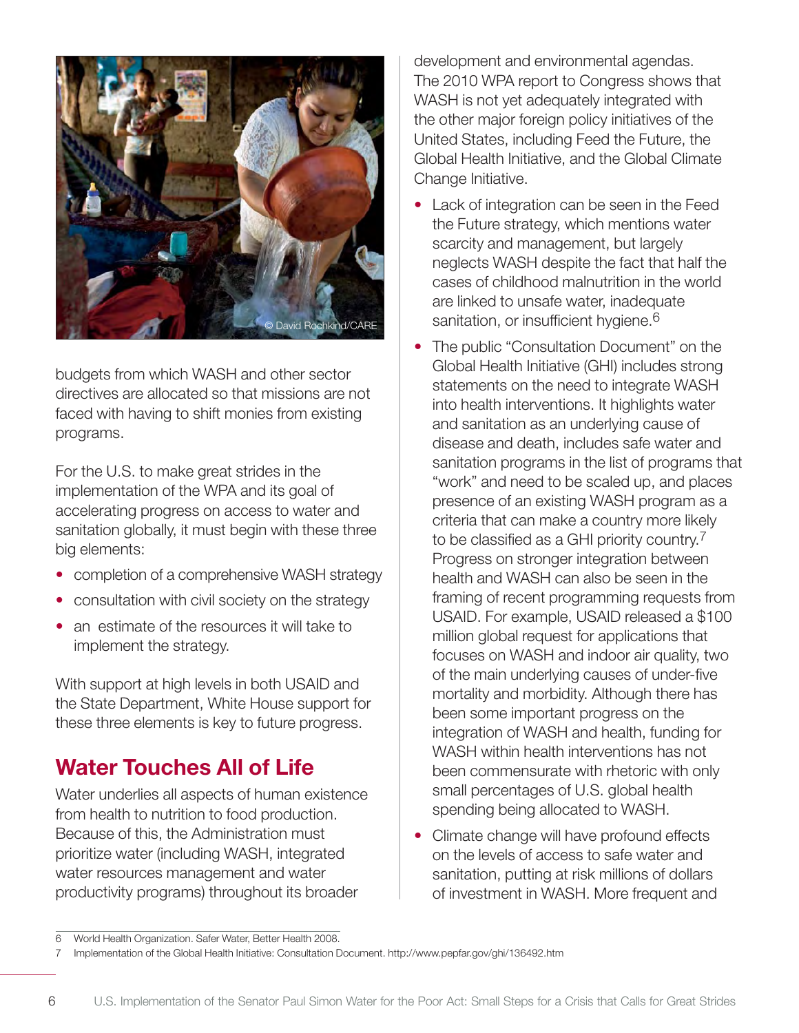budgets from which WASH and other sector directives are allocated so that missions are not faced with having to shift monies from existing programs.

For the U.S. to make great strides in the implementation of the WPA and its goal of accelerating progress on access to water and sanitation globally, it must begin with these three big elements:

- completion of a comprehensive WASH strategy
- consultation with civil society on the strategy
- an estimate of the resources it will take to implement the strategy.

With support at high levels in both USAID and the State Department, White House support for these three elements is key to future progress.

## Water Touches All of Life

Water underlies all aspects of human existence from health to nutrition to food production. Because of this, the Administration must prioritize water (including WASH, integrated water resources management and water productivity programs) throughout its broader development and environmental agendas. The 2010 WPA report to Congress shows that WASH is not yet adequately integrated with the other major foreign policy initiatives of the United States, including Feed the Future, the Global Health Initiative, and the Global Climate Change Initiative.

- Lack of integration can be seen in the Feed the Future strategy, which mentions water scarcity and management, but largely neglects WASH despite the fact that half the cases of childhood malnutrition in the world are linked to unsafe water, inadequate sanitation, or insufficient hygiene.[6]
- The public "Consultation Document" on the Global Health Initiative (GHI) includes strong statements on the need to integrate WASH into health interventions. It highlights water and sanitation as an underlying cause of disease and death, includes safe water and sanitation programs in the list of programs that "work" and need to be scaled up, and places presence of an existing WASH program as a criteria that can make a country more likely to be classified as a GHI priority country.[7] Progress on stronger integration between health and WASH can also be seen in the framing of recent programming requests from USAID. For example, USAID released a $100 million global request for applications that focuses on WASH and indoor air quality, two of the main underlying causes of under-five mortality and morbidity. Although there has been some important progress on the integration of WASH and health, funding for WASH within health interventions has not been commensurate with rhetoric with only small percentages of U.S. global health spending being allocated to WASH.
- Climate change will have profound effects on the levels of access to safe water and sanitation, putting at risk millions of dollars of investment in WASH. More frequent and

6 World Health Organization. Safer Water, Better Health 2008.

7 Implementation of the Global Health Initiative: Consultation Document. http://www.pepfar.gov/ghi/136492.htm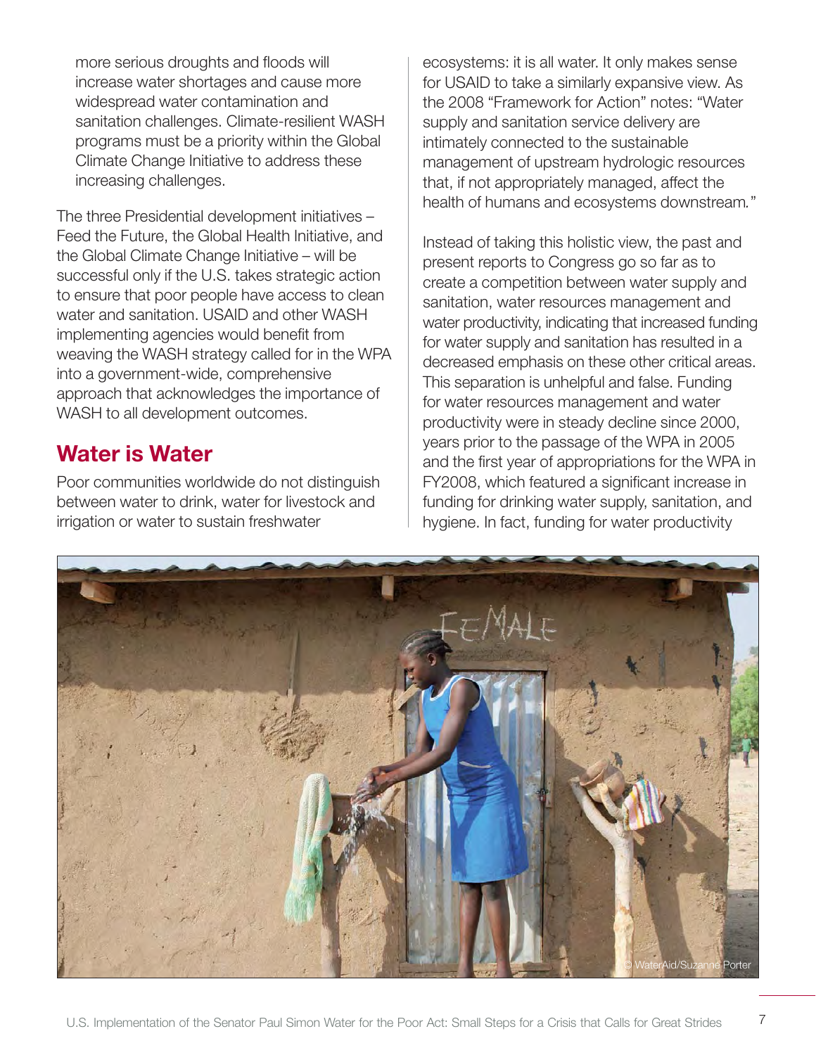more serious droughts and floods will increase water shortages and cause more widespread water contamination and sanitation challenges. Climate-resilient WASH programs must be a priority within the Global Climate Change Initiative to address these increasing challenges.

The three Presidential development initiatives – Feed the Future, the Global Health Initiative, and the Global Climate Change Initiative – will be successful only if the U.S. takes strategic action to ensure that poor people have access to clean water and sanitation. USAID and other WASH implementing agencies would benefit from weaving the WASH strategy called for in the WPA into a government-wide, comprehensive approach that acknowledges the importance of WASH to all development outcomes.

## Water is Water

Poor communities worldwide do not distinguish between water to drink, water for livestock and irrigation or water to sustain freshwater ecosystems: it is all water. It only makes sense for USAID to take a similarly expansive view. As the 2008 "Framework for Action" notes: "Water supply and sanitation service delivery are intimately connected to the sustainable management of upstream hydrologic resources that, if not appropriately managed, affect the health of humans and ecosystems downstream."

Instead of taking this holistic view, the past and present reports to Congress go so far as to create a competition between water supply and sanitation, water resources management and water productivity, indicating that increased funding for water supply and sanitation has resulted in a decreased emphasis on these other critical areas. This separation is unhelpful and false. Funding for water resources management and water productivity were in steady decline since 2000, years prior to the passage of the WPA in 2005 and the first year of appropriations for the WPA in FY2008, which featured a significant increase in funding for drinking water supply, sanitation, and hygiene. In fact, funding for water productivity

© WaterAid/Suzanne Porter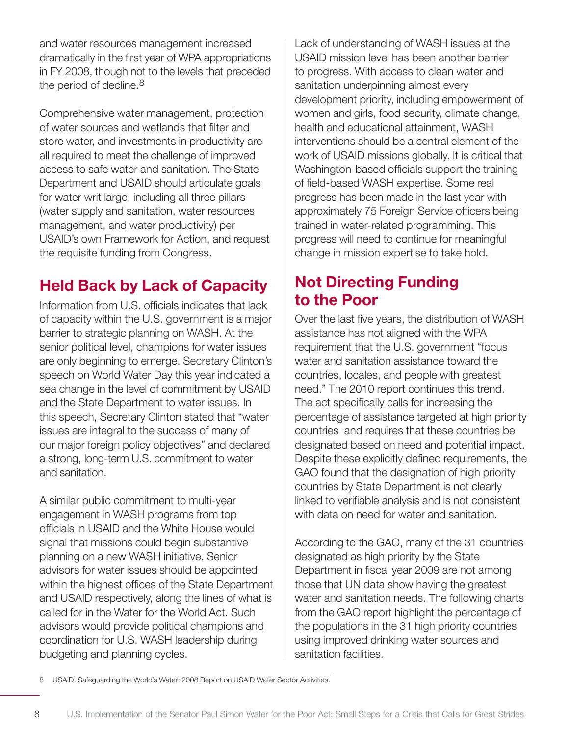and water resources management increased dramatically in the first year of WPA appropriations in FY 2008, though not to the levels that preceded the period of decline.[8]

Comprehensive water management, protection of water sources and wetlands that filter and store water, and investments in productivity are all required to meet the challenge of improved access to safe water and sanitation. The State Department and USAID should articulate goals for water writ large, including all three pillars (water supply and sanitation, water resources management, and water productivity) per USAID's own Framework for Action, and request the requisite funding from Congress.

## Held Back by Lack of Capacity

Information from U.S. officials indicates that lack of capacity within the U.S. government is a major barrier to strategic planning on WASH. At the senior political level, champions for water issues are only beginning to emerge. Secretary Clinton's speech on World Water Day this year indicated a sea change in the level of commitment by USAID and the State Department to water issues. In this speech, Secretary Clinton stated that "water issues are integral to the success of many of our major foreign policy objectives" and declared a strong, long-term U.S. commitment to water and sanitation.

A similar public commitment to multi-year engagement in WASH programs from top officials in USAID and the White House would signal that missions could begin substantive planning on a new WASH initiative. Senior advisors for water issues should be appointed within the highest offices of the State Department and USAID respectively, along the lines of what is called for in the Water for the World Act. Such advisors would provide political champions and coordination for U.S. WASH leadership during budgeting and planning cycles.

Lack of understanding of WASH issues at the USAID mission level has been another barrier to progress. With access to clean water and sanitation underpinning almost every development priority, including empowerment of women and girls, food security, climate change, health and educational attainment, WASH interventions should be a central element of the work of USAID missions globally. It is critical that Washington-based officials support the training of field-based WASH expertise. Some real progress has been made in the last year with approximately 75 Foreign Service officers being trained in water-related programming. This progress will need to continue for meaningful change in mission expertise to take hold.

## Not Directing Funding to the Poor

Over the last five years, the distribution of WASH assistance has not aligned with the WPA requirement that the U.S. government "focus water and sanitation assistance toward the countries, locales, and people with greatest need." The 2010 report continues this trend. The act specifically calls for increasing the percentage of assistance targeted at high priority countries and requires that these countries be designated based on need and potential impact. Despite these explicitly defined requirements, the GAO found that the designation of high priority countries by State Department is not clearly linked to verifiable analysis and is not consistent with data on need for water and sanitation.

According to the GAO, many of the 31 countries designated as high priority by the State Department in fiscal year 2009 are not among those that UN data show having the greatest water and sanitation needs. The following charts from the GAO report highlight the percentage of the populations in the 31 high priority countries using improved drinking water sources and sanitation facilities.

---

8 USAID. Safeguarding the World's Water: 2008 Report on USAID Water Sector Activities.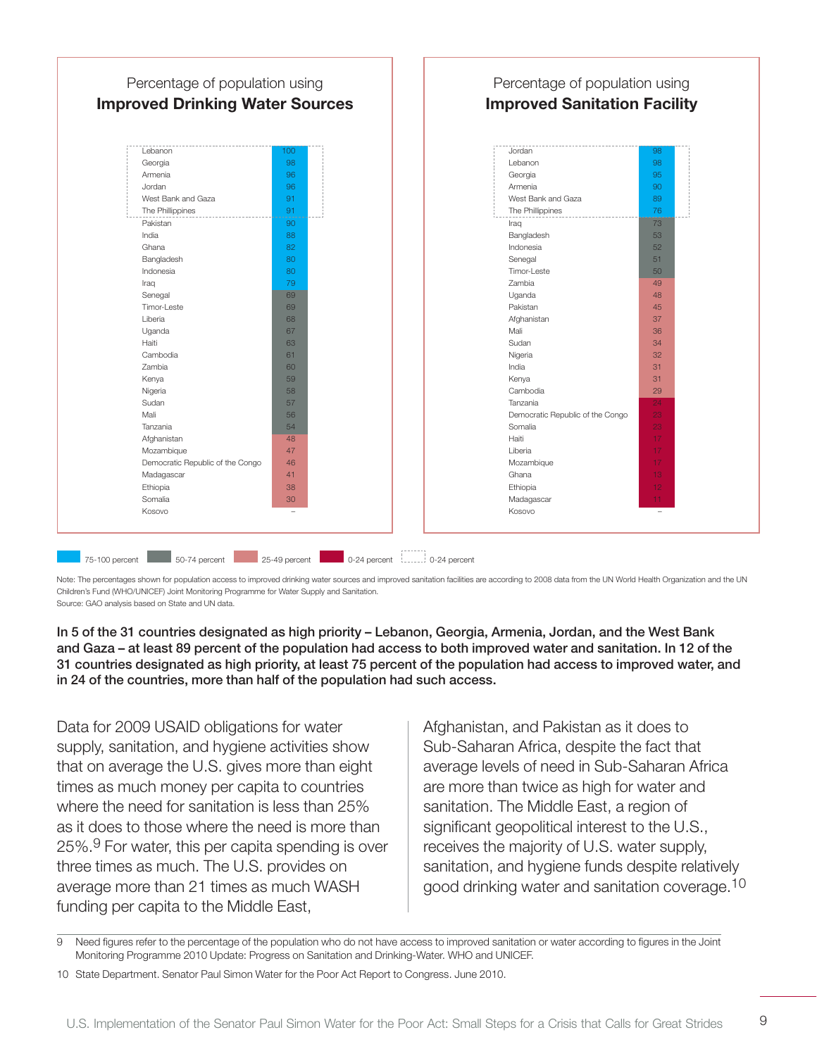Percentage of population using
**Improved Drinking Water Sources**

| Country | Percent |
|---|---|
| Lebanon | 100 |
| Georgia | 98 |
| Armenia | 96 |
| Jordan | 96 |
| West Bank and Gaza | 91 |
| The Phillippines | 91 |
| Pakistan | 90 |
| India | 88 |
| Ghana | 82 |
| Bangladesh | 80 |
| Indonesia | 80 |
| Iraq | 79 |
| Senegal | 69 |
| Timor-Leste | 69 |
| Liberia | 68 |
| Uganda | 67 |
| Haiti | 63 |
| Cambodia | 61 |
| Zambia | 60 |
| Kenya | 59 |
| Nigeria | 58 |
| Sudan | 57 |
| Mali | 56 |
| Tanzania | 54 |
| Afghanistan | 48 |
| Mozambique | 47 |
| Democratic Republic of the Congo | 46 |
| Madagascar | 41 |
| Ethiopia | 38 |
| Somalia | 30 |
| Kosovo | – |

Percentage of population using
**Improved Sanitation Facility**

| Country | Percent |
|---|---|
| Jordan | 98 |
| Lebanon | 98 |
| Georgia | 95 |
| Armenia | 90 |
| West Bank and Gaza | 89 |
| The Phillippines | 76 |
| Iraq | 73 |
| Bangladesh | 53 |
| Indonesia | 52 |
| Senegal | 51 |
| Timor-Leste | 50 |
| Zambia | 49 |
| Uganda | 48 |
| Pakistan | 45 |
| Afghanistan | 37 |
| Mali | 36 |
| Sudan | 34 |
| Nigeria | 32 |
| India | 31 |
| Kenya | 31 |
| Cambodia | 29 |
| Tanzania | 24 |
| Democratic Republic of the Congo | 23 |
| Somalia | 23 |
| Haiti | 17 |
| Liberia | 17 |
| Mozambique | 17 |
| Ghana | 13 |
| Ethiopia | 12 |
| Madagascar | 11 |
| Kosovo | – |

75-100 percent 50-74 percent 25-49 percent 0-24 percent 0-24 percent

Note: The percentages shown for population access to improved drinking water sources and improved sanitation facilities are according to 2008 data from the UN World Health Organization and the UN Children's Fund (WHO/UNICEF) Joint Monitoring Programme for Water Supply and Sanitation.
Source: GAO analysis based on State and UN data.

**In 5 of the 31 countries designated as high priority – Lebanon, Georgia, Armenia, Jordan, and the West Bank and Gaza – at least 89 percent of the population had access to both improved water and sanitation. In 12 of the 31 countries designated as high priority, at least 75 percent of the population had access to improved water, and in 24 of the countries, more than half of the population had such access.**

Data for 2009 USAID obligations for water supply, sanitation, and hygiene activities show that on average the U.S. gives more than eight times as much money per capita to countries where the need for sanitation is less than 25% as it does to those where the need is more than 25%.[9] For water, this per capita spending is over three times as much. The U.S. provides on average more than 21 times as much WASH funding per capita to the Middle East, Afghanistan, and Pakistan as it does to Sub-Saharan Africa, despite the fact that average levels of need in Sub-Saharan Africa are more than twice as high for water and sanitation. The Middle East, a region of significant geopolitical interest to the U.S., receives the majority of U.S. water supply, sanitation, and hygiene funds despite relatively good drinking water and sanitation coverage.[10]

9 Need figures refer to the percentage of the population who do not have access to improved sanitation or water according to figures in the Joint Monitoring Programme 2010 Update: Progress on Sanitation and Drinking-Water. WHO and UNICEF.

10 State Department. Senator Paul Simon Water for the Poor Act Report to Congress. June 2010.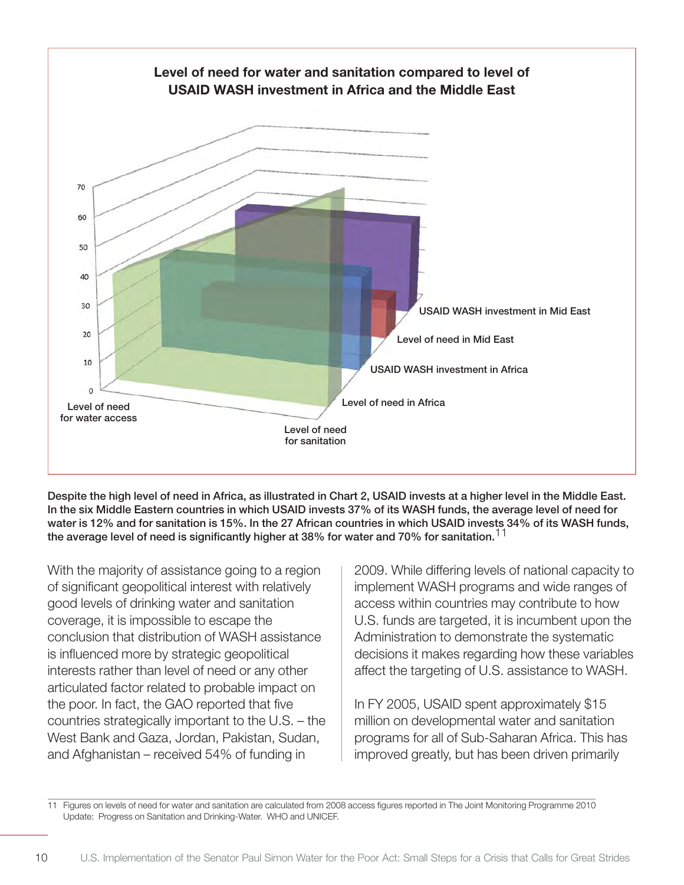**Level of need for water and sanitation compared to level of USAID WASH investment in Africa and the Middle East**

**Despite the high level of need in Africa, as illustrated in Chart 2, USAID invests at a higher level in the Middle East. In the six Middle Eastern countries in which USAID invests 37% of its WASH funds, the average level of need for water is 12% and for sanitation is 15%. In the 27 African countries in which USAID invests 34% of its WASH funds, the average level of need is significantly higher at 38% for water and 70% for sanitation.**[11]

With the majority of assistance going to a region of significant geopolitical interest with relatively good levels of drinking water and sanitation coverage, it is impossible to escape the conclusion that distribution of WASH assistance is influenced more by strategic geopolitical interests rather than level of need or any other articulated factor related to probable impact on the poor. In fact, the GAO reported that five countries strategically important to the U.S. – the West Bank and Gaza, Jordan, Pakistan, Sudan, and Afghanistan – received 54% of funding in 2009. While differing levels of national capacity to implement WASH programs and wide ranges of access within countries may contribute to how U.S. funds are targeted, it is incumbent upon the Administration to demonstrate the systematic decisions it makes regarding how these variables affect the targeting of U.S. assistance to WASH.

In FY 2005, USAID spent approximately $15 million on developmental water and sanitation programs for all of Sub-Saharan Africa. This has improved greatly, but has been driven primarily

11 Figures on levels of need for water and sanitation are calculated from 2008 access figures reported in The Joint Monitoring Programme 2010 Update: Progress on Sanitation and Drinking-Water. WHO and UNICEF.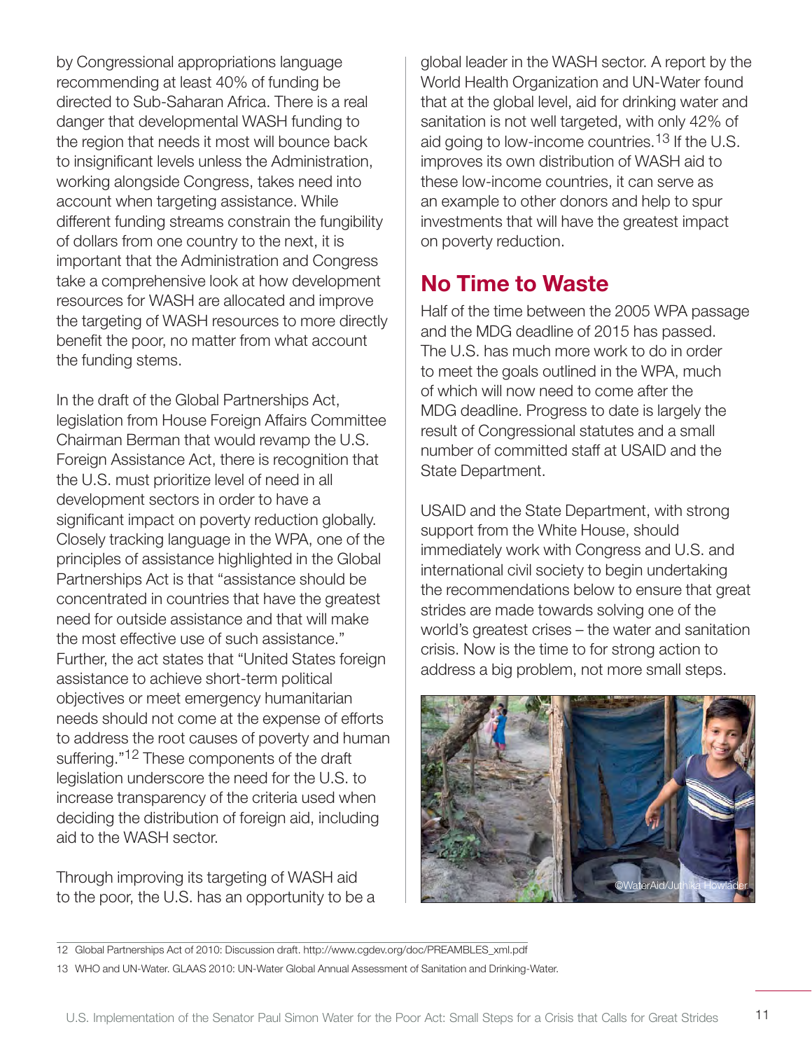by Congressional appropriations language recommending at least 40% of funding be directed to Sub-Saharan Africa. There is a real danger that developmental WASH funding to the region that needs it most will bounce back to insignificant levels unless the Administration, working alongside Congress, takes need into account when targeting assistance. While different funding streams constrain the fungibility of dollars from one country to the next, it is important that the Administration and Congress take a comprehensive look at how development resources for WASH are allocated and improve the targeting of WASH resources to more directly benefit the poor, no matter from what account the funding stems.

In the draft of the Global Partnerships Act, legislation from House Foreign Affairs Committee Chairman Berman that would revamp the U.S. Foreign Assistance Act, there is recognition that the U.S. must prioritize level of need in all development sectors in order to have a significant impact on poverty reduction globally. Closely tracking language in the WPA, one of the principles of assistance highlighted in the Global Partnerships Act is that "assistance should be concentrated in countries that have the greatest need for outside assistance and that will make the most effective use of such assistance." Further, the act states that "United States foreign assistance to achieve short-term political objectives or meet emergency humanitarian needs should not come at the expense of efforts to address the root causes of poverty and human suffering."[12] These components of the draft legislation underscore the need for the U.S. to increase transparency of the criteria used when deciding the distribution of foreign aid, including aid to the WASH sector.

Through improving its targeting of WASH aid to the poor, the U.S. has an opportunity to be a global leader in the WASH sector. A report by the World Health Organization and UN-Water found that at the global level, aid for drinking water and sanitation is not well targeted, with only 42% of aid going to low-income countries.[13] If the U.S. improves its own distribution of WASH aid to these low-income countries, it can serve as an example to other donors and help to spur investments that will have the greatest impact on poverty reduction.

## No Time to Waste

Half of the time between the 2005 WPA passage and the MDG deadline of 2015 has passed. The U.S. has much more work to do in order to meet the goals outlined in the WPA, much of which will now need to come after the MDG deadline. Progress to date is largely the result of Congressional statutes and a small number of committed staff at USAID and the State Department.

USAID and the State Department, with strong support from the White House, should immediately work with Congress and U.S. and international civil society to begin undertaking the recommendations below to ensure that great strides are made towards solving one of the world's greatest crises – the water and sanitation crisis. Now is the time to for strong action to address a big problem, not more small steps.

©WaterAid/Juthika Howlader

12 Global Partnerships Act of 2010: Discussion draft. http://www.cgdev.org/doc/PREAMBLES_xml.pdf

13 WHO and UN-Water. GLAAS 2010: UN-Water Global Annual Assessment of Sanitation and Drinking-Water.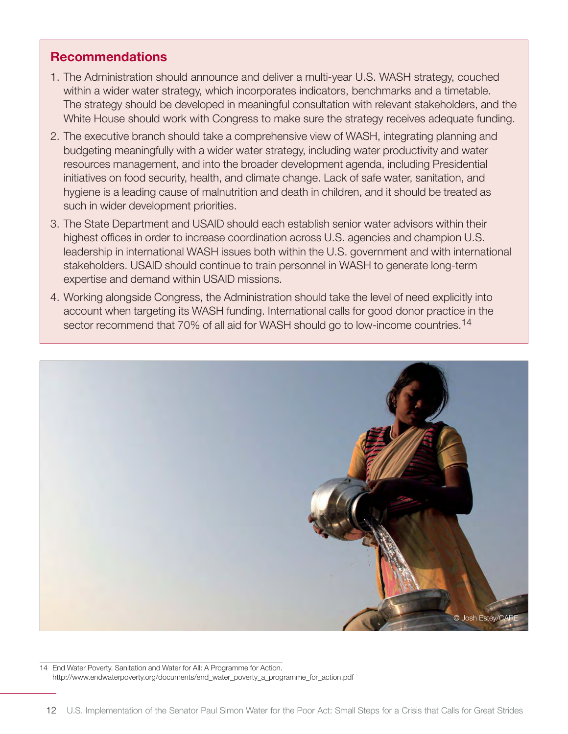## Recommendations

1. The Administration should announce and deliver a multi-year U.S. WASH strategy, couched within a wider water strategy, which incorporates indicators, benchmarks and a timetable. The strategy should be developed in meaningful consultation with relevant stakeholders, and the White House should work with Congress to make sure the strategy receives adequate funding.
2. The executive branch should take a comprehensive view of WASH, integrating planning and budgeting meaningfully with a wider water strategy, including water productivity and water resources management, and into the broader development agenda, including Presidential initiatives on food security, health, and climate change. Lack of safe water, sanitation, and hygiene is a leading cause of malnutrition and death in children, and it should be treated as such in wider development priorities.
3. The State Department and USAID should each establish senior water advisors within their highest offices in order to increase coordination across U.S. agencies and champion U.S. leadership in international WASH issues both within the U.S. government and with international stakeholders. USAID should continue to train personnel in WASH to generate long-term expertise and demand within USAID missions.
4. Working alongside Congress, the Administration should take the level of need explicitly into account when targeting its WASH funding. International calls for good donor practice in the sector recommend that 70% of all aid for WASH should go to low-income countries.[14]

© Josh Estey/CARE

14 End Water Poverty. Sanitation and Water for All: A Programme for Action. http://www.endwaterpoverty.org/documents/end_water_poverty_a_programme_for_action.pdf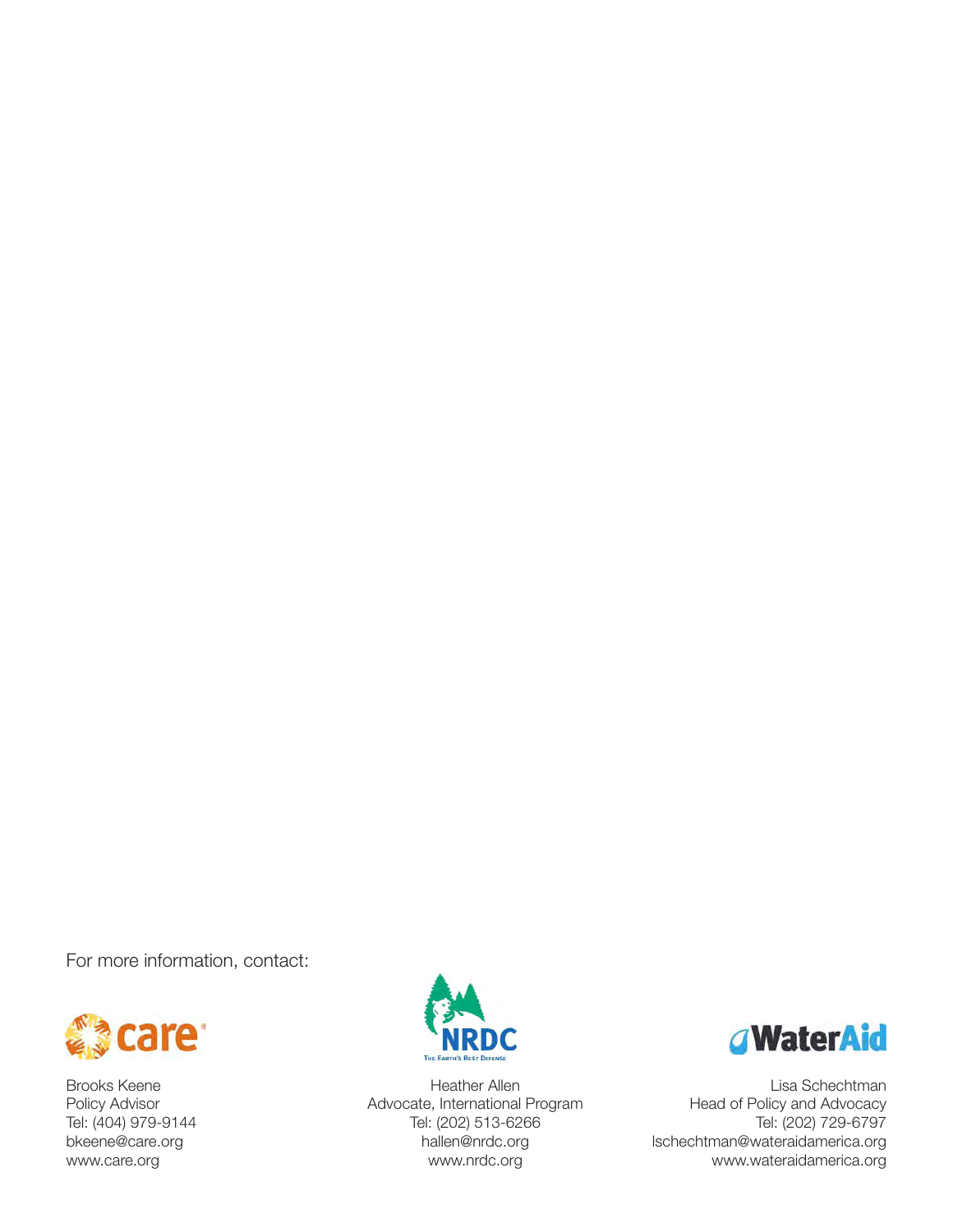For more information, contact:

care

Brooks Keene
Policy Advisor
Tel: (404) 979-9144
bkeene@care.org
www.care.org

NRDC
The Earth's Best Defense

Heather Allen
Advocate, International Program
Tel: (202) 513-6266
hallen@nrdc.org
www.nrdc.org

WaterAid

Lisa Schechtman
Head of Policy and Advocacy
Tel: (202) 729-6797
lschechtman@wateraidamerica.org
www.wateraidamerica.org